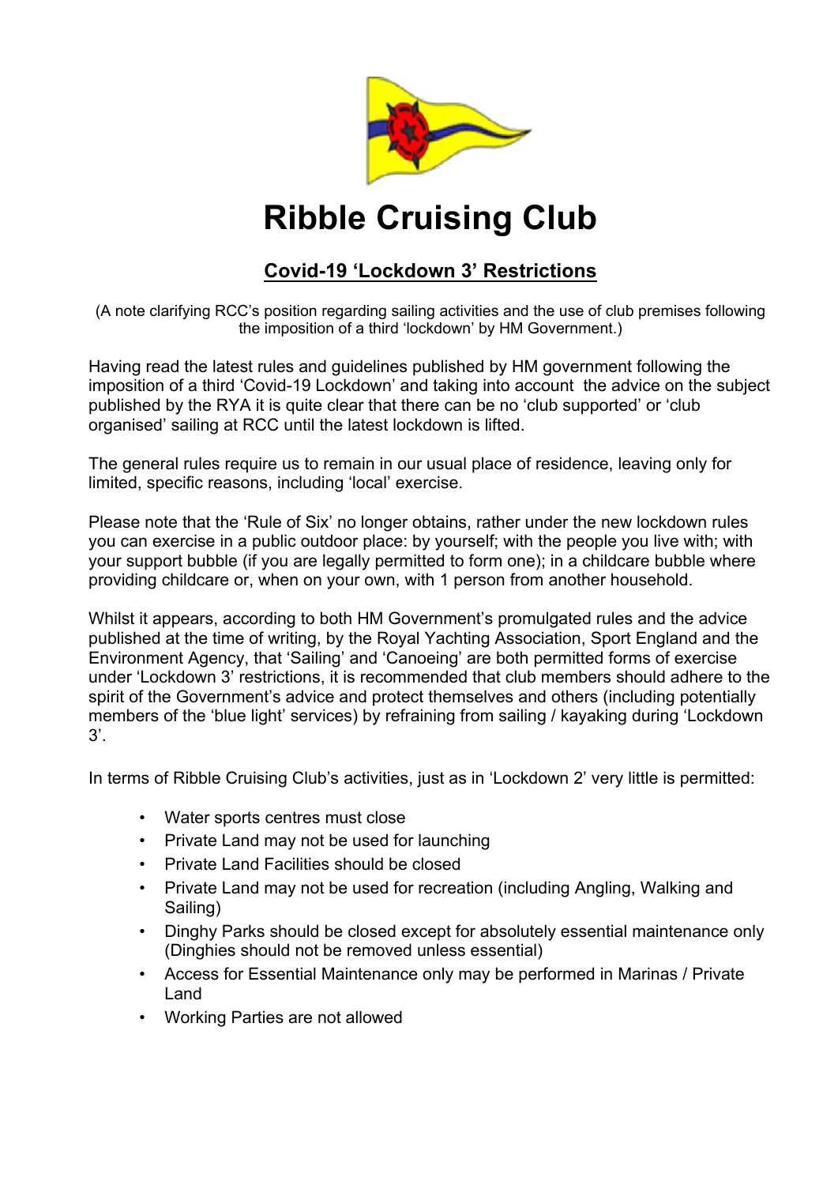# Ribble Cruising Club

## Covid-19 'Lockdown 3' Restrictions

(A note clarifying RCC's position regarding sailing activities and the use of club premises following the imposition of a third 'lockdown' by HM Government.)

Having read the latest rules and guidelines published by HM government following the imposition of a third 'Covid-19 Lockdown' and taking into account the advice on the subject published by the RYA it is quite clear that there can be no 'club supported' or 'club organised' sailing at RCC until the latest lockdown is lifted.

The general rules require us to remain in our usual place of residence, leaving only for limited, specific reasons, including 'local' exercise.

Please note that the 'Rule of Six' no longer obtains, rather under the new lockdown rules you can exercise in a public outdoor place: by yourself; with the people you live with; with your support bubble (if you are legally permitted to form one); in a childcare bubble where providing childcare or, when on your own, with 1 person from another household.

Whilst it appears, according to both HM Government's promulgated rules and the advice published at the time of writing, by the Royal Yachting Association, Sport England and the Environment Agency, that 'Sailing' and 'Canoeing' are both permitted forms of exercise under 'Lockdown 3' restrictions, it is recommended that club members should adhere to the spirit of the Government's advice and protect themselves and others (including potentially members of the 'blue light' services) by refraining from sailing / kayaking during 'Lockdown 3'.

In terms of Ribble Cruising Club's activities, just as in 'Lockdown 2' very little is permitted:

- Water sports centres must close
- Private Land may not be used for launching
- Private Land Facilities should be closed
- Private Land may not be used for recreation (including Angling, Walking and Sailing)
- Dinghy Parks should be closed except for absolutely essential maintenance only (Dinghies should not be removed unless essential)
- Access for Essential Maintenance only may be performed in Marinas / Private Land
- Working Parties are not allowed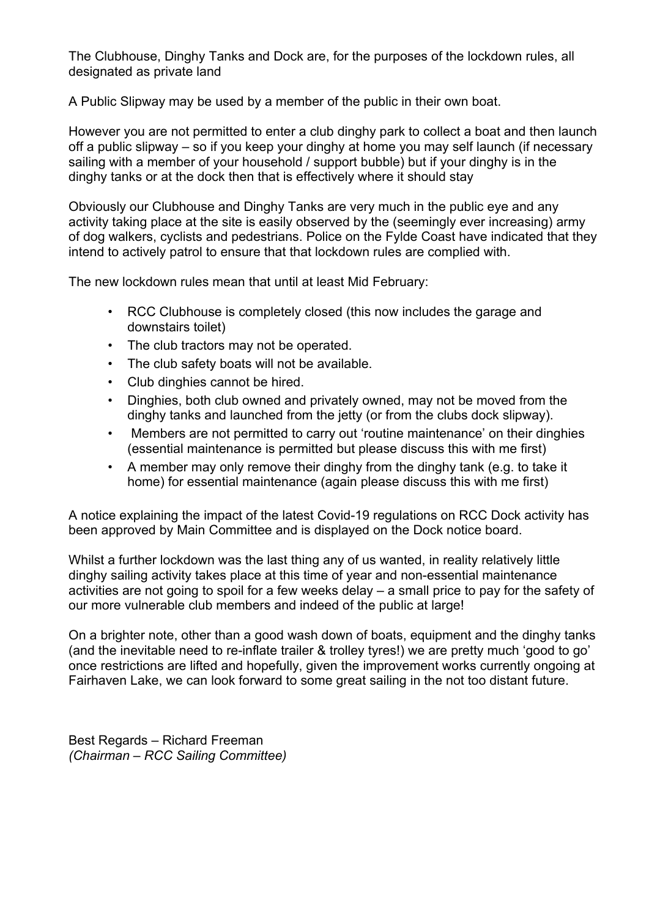The Clubhouse, Dinghy Tanks and Dock are, for the purposes of the lockdown rules, all designated as private land

A Public Slipway may be used by a member of the public in their own boat.

However you are not permitted to enter a club dinghy park to collect a boat and then launch off a public slipway – so if you keep your dinghy at home you may self launch (if necessary sailing with a member of your household / support bubble) but if your dinghy is in the dinghy tanks or at the dock then that is effectively where it should stay

Obviously our Clubhouse and Dinghy Tanks are very much in the public eye and any activity taking place at the site is easily observed by the (seemingly ever increasing) army of dog walkers, cyclists and pedestrians. Police on the Fylde Coast have indicated that they intend to actively patrol to ensure that that lockdown rules are complied with.

The new lockdown rules mean that until at least Mid February:

- RCC Clubhouse is completely closed (this now includes the garage and downstairs toilet)
- The club tractors may not be operated.
- The club safety boats will not be available.
- Club dinghies cannot be hired.
- Dinghies, both club owned and privately owned, may not be moved from the dinghy tanks and launched from the jetty (or from the clubs dock slipway).
- Members are not permitted to carry out 'routine maintenance' on their dinghies (essential maintenance is permitted but please discuss this with me first)
- A member may only remove their dinghy from the dinghy tank (e.g. to take it home) for essential maintenance (again please discuss this with me first)

A notice explaining the impact of the latest Covid-19 regulations on RCC Dock activity has been approved by Main Committee and is displayed on the Dock notice board.

Whilst a further lockdown was the last thing any of us wanted, in reality relatively little dinghy sailing activity takes place at this time of year and non-essential maintenance activities are not going to spoil for a few weeks delay – a small price to pay for the safety of our more vulnerable club members and indeed of the public at large!

On a brighter note, other than a good wash down of boats, equipment and the dinghy tanks (and the inevitable need to re-inflate trailer & trolley tyres!) we are pretty much 'good to go' once restrictions are lifted and hopefully, given the improvement works currently ongoing at Fairhaven Lake, we can look forward to some great sailing in the not too distant future.

Best Regards – Richard Freeman
*(Chairman – RCC Sailing Committee)*